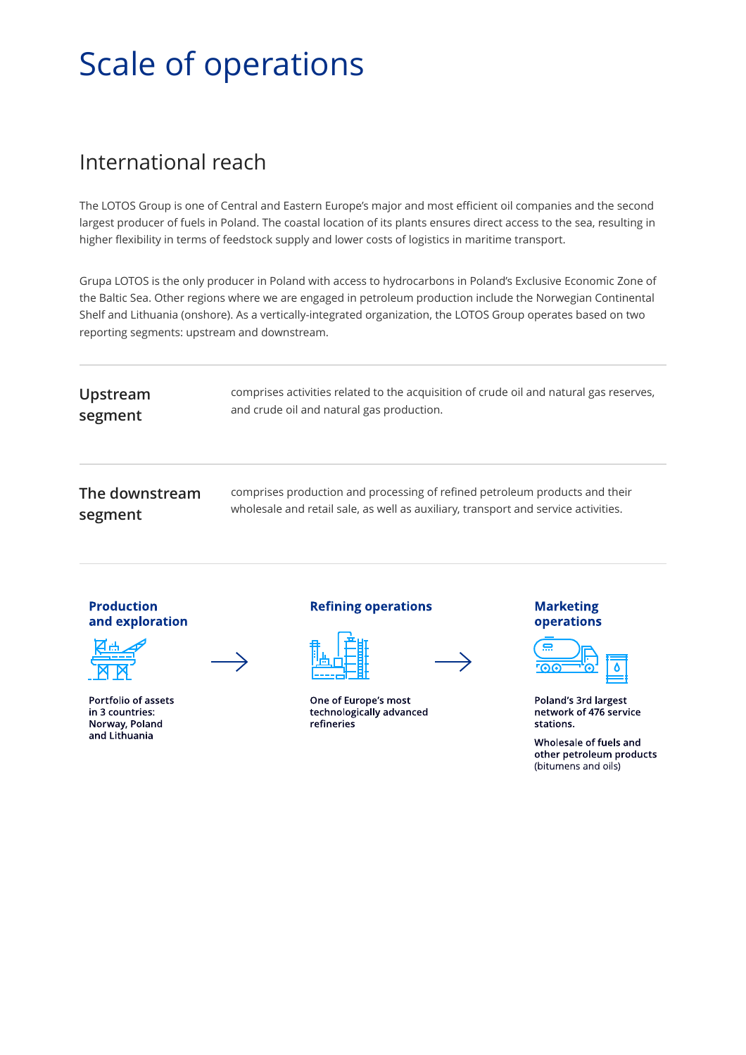# Scale of operations

## International reach

The LOTOS Group is one of Central and Eastern Europe's major and most efficient oil companies and the second largest producer of fuels in Poland. The coastal location of its plants ensures direct access to the sea, resulting in higher flexibility in terms of feedstock supply and lower costs of logistics in maritime transport.

Grupa LOTOS is the only producer in Poland with access to hydrocarbons in Poland's Exclusive Economic Zone of the Baltic Sea. Other regions where we are engaged in petroleum production include the Norwegian Continental Shelf and Lithuania (onshore). As a vertically-integrated organization, the LOTOS Group operates based on two reporting segments: upstream and downstream.

### Upstream segment

comprises activities related to the acquisition of crude oil and natural gas reserves, and crude oil and natural gas production.

### The downstream segment

comprises production and processing of refined petroleum products and their wholesale and retail sale, as well as auxiliary, transport and service activities.

**Production and exploration**

**Portfolio of assets in 3 countries: Norway, Poland and Lithuania**

→

**Refining operations**

**One of Europe's most technologically advanced refineries**

→

**Marketing operations**

**Poland's 3rd largest network of 476 service stations.**

**Wholesale of fuels and other petroleum products** (bitumens and oils)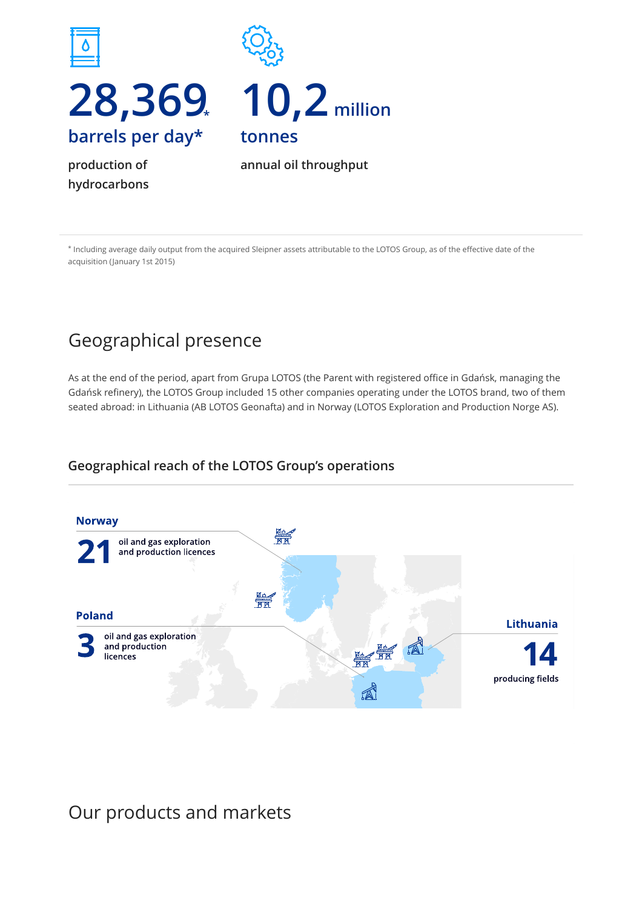**28,369\***
**barrels per day\***

production of hydrocarbons

**10,2 million tonnes**

annual oil throughput

\* Including average daily output from the acquired Sleipner assets attributable to the LOTOS Group, as of the effective date of the acquisition (January 1st 2015)

## Geographical presence

As at the end of the period, apart from Grupa LOTOS (the Parent with registered office in Gdańsk, managing the Gdańsk refinery), the LOTOS Group included 15 other companies operating under the LOTOS brand, two of them seated abroad: in Lithuania (AB LOTOS Geonafta) and in Norway (LOTOS Exploration and Production Norge AS).

### Geographical reach of the LOTOS Group's operations

**Norway**
**21** oil and gas exploration and production licences

**Poland**
**3** oil and gas exploration and production licences

**Lithuania**
**14** producing fields

## Our products and markets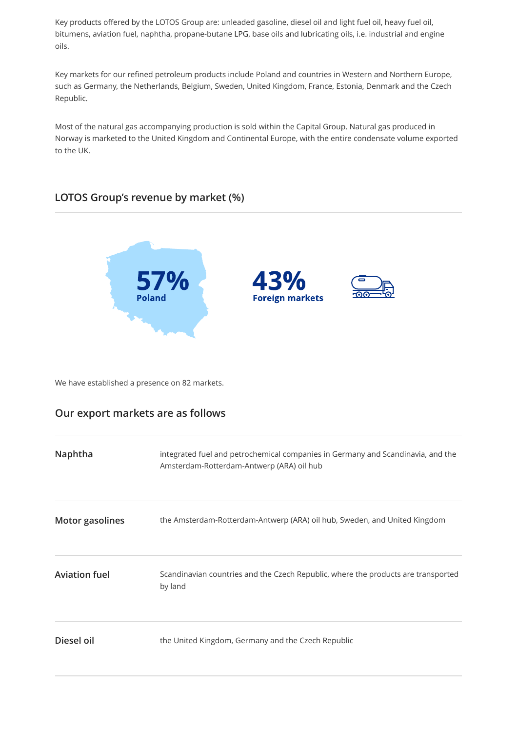Key products offered by the LOTOS Group are: unleaded gasoline, diesel oil and light fuel oil, heavy fuel oil, bitumens, aviation fuel, naphtha, propane-butane LPG, base oils and lubricating oils, i.e. industrial and engine oils.

Key markets for our refined petroleum products include Poland and countries in Western and Northern Europe, such as Germany, the Netherlands, Belgium, Sweden, United Kingdom, France, Estonia, Denmark and the Czech Republic.

Most of the natural gas accompanying production is sold within the Capital Group. Natural gas produced in Norway is marketed to the United Kingdom and Continental Europe, with the entire condensate volume exported to the UK.

## LOTOS Group's revenue by market (%)

**57%** Poland

**43%** Foreign markets

We have established a presence on 82 markets.

## Our export markets are as follows

| | |
|---|---|
| **Naphtha** | integrated fuel and petrochemical companies in Germany and Scandinavia, and the Amsterdam-Rotterdam-Antwerp (ARA) oil hub |
| **Motor gasolines** | the Amsterdam-Rotterdam-Antwerp (ARA) oil hub, Sweden, and United Kingdom |
| **Aviation fuel** | Scandinavian countries and the Czech Republic, where the products are transported by land |
| **Diesel oil** | the United Kingdom, Germany and the Czech Republic |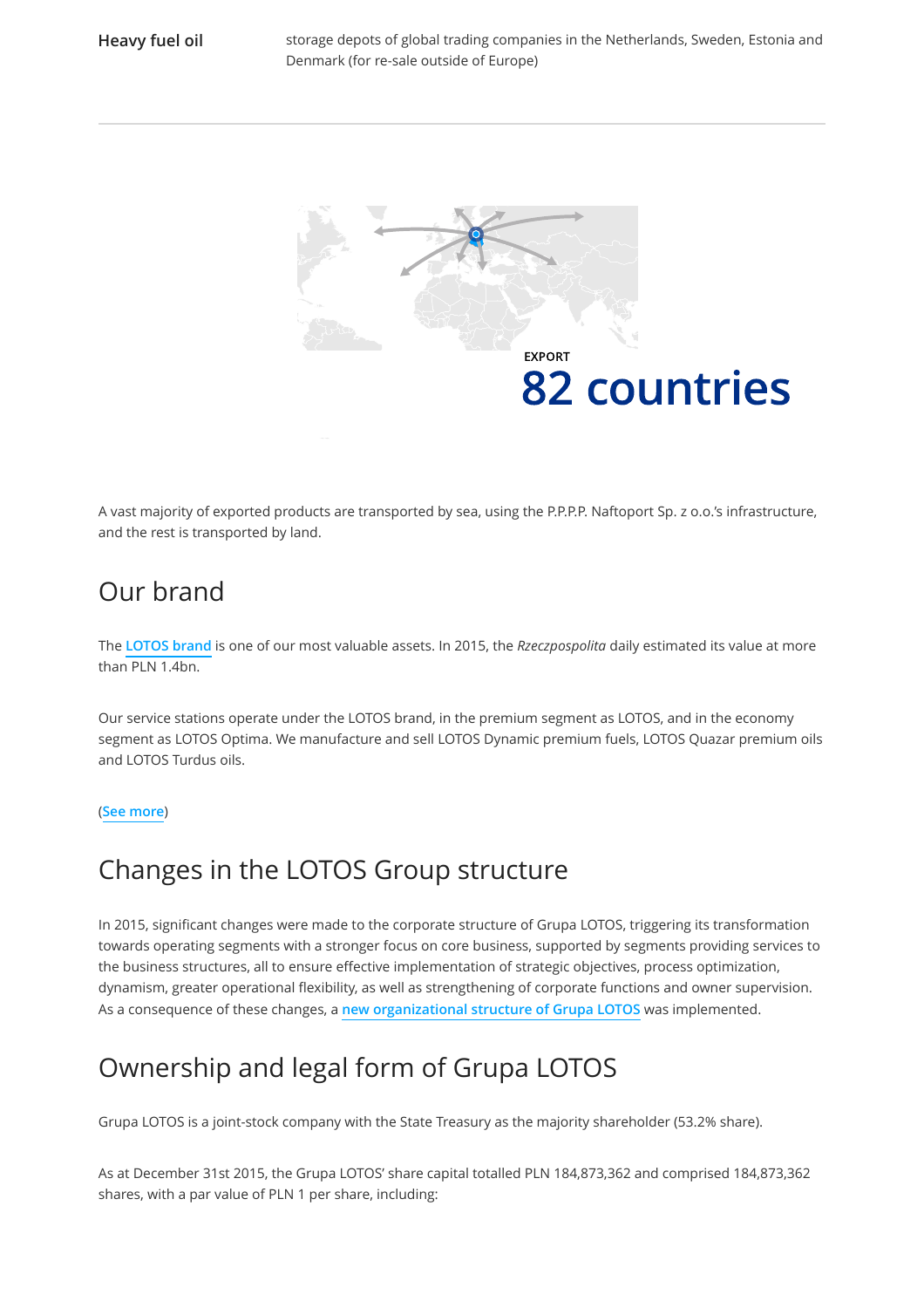| | |
|---|---|
| **Heavy fuel oil** | storage depots of global trading companies in the Netherlands, Sweden, Estonia and Denmark (for re-sale outside of Europe) |

**EXPORT**

**82 countries**

A vast majority of exported products are transported by sea, using the P.P.P.P. Naftoport Sp. z o.o.'s infrastructure, and the rest is transported by land.

## Our brand

The **LOTOS brand** is one of our most valuable assets. In 2015, the *Rzeczpospolita* daily estimated its value at more than PLN 1.4bn.

Our service stations operate under the LOTOS brand, in the premium segment as LOTOS, and in the economy segment as LOTOS Optima. We manufacture and sell LOTOS Dynamic premium fuels, LOTOS Quazar premium oils and LOTOS Turdus oils.

(**See more**)

## Changes in the LOTOS Group structure

In 2015, significant changes were made to the corporate structure of Grupa LOTOS, triggering its transformation towards operating segments with a stronger focus on core business, supported by segments providing services to the business structures, all to ensure effective implementation of strategic objectives, process optimization, dynamism, greater operational flexibility, as well as strengthening of corporate functions and owner supervision. As a consequence of these changes, a **new organizational structure of Grupa LOTOS** was implemented.

## Ownership and legal form of Grupa LOTOS

Grupa LOTOS is a joint-stock company with the State Treasury as the majority shareholder (53.2% share).

As at December 31st 2015, the Grupa LOTOS' share capital totalled PLN 184,873,362 and comprised 184,873,362 shares, with a par value of PLN 1 per share, including: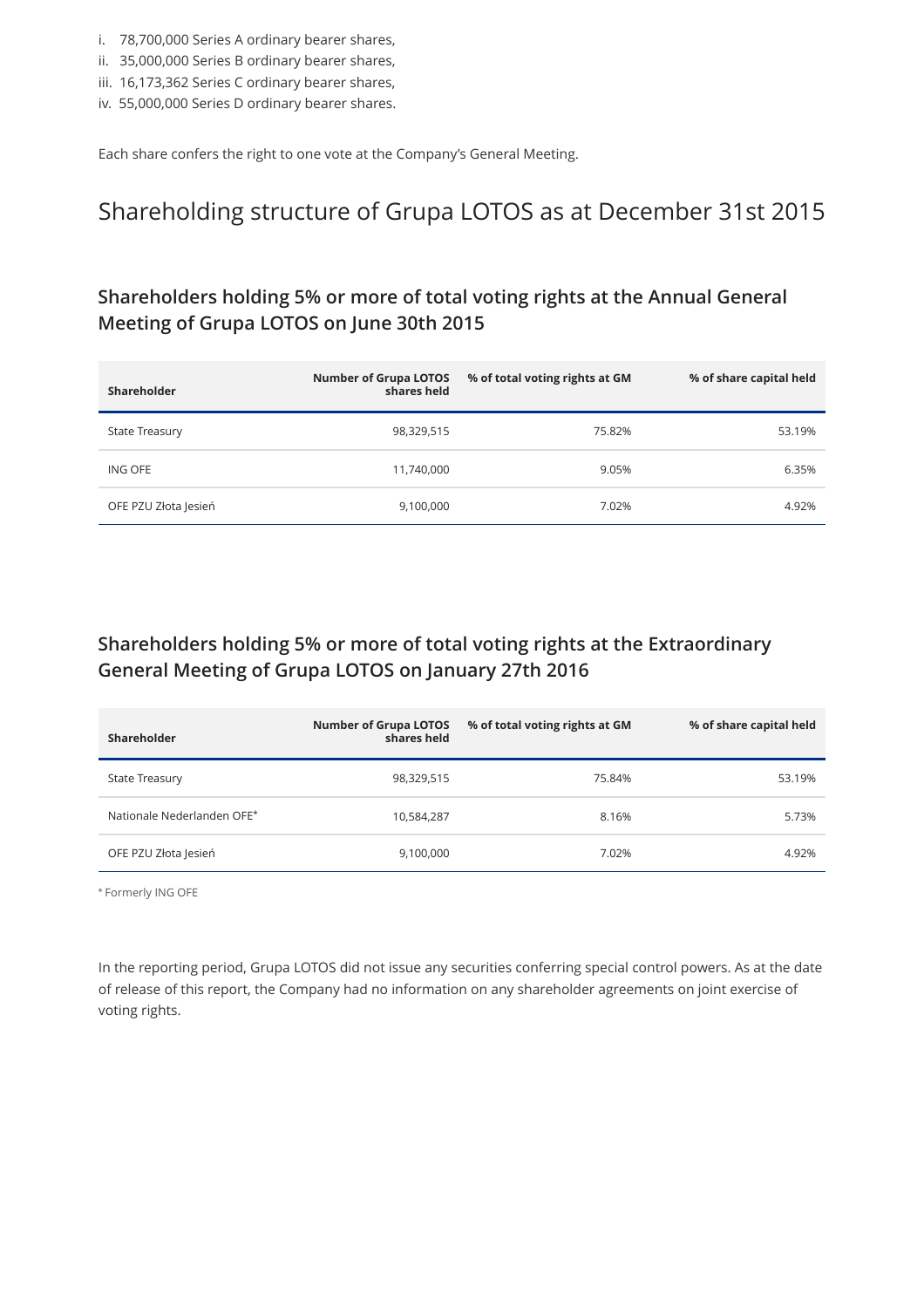i. 78,700,000 Series A ordinary bearer shares,
ii. 35,000,000 Series B ordinary bearer shares,
iii. 16,173,362 Series C ordinary bearer shares,
iv. 55,000,000 Series D ordinary bearer shares.

Each share confers the right to one vote at the Company's General Meeting.

# Shareholding structure of Grupa LOTOS as at December 31st 2015

## Shareholders holding 5% or more of total voting rights at the Annual General Meeting of Grupa LOTOS on June 30th 2015

| Shareholder | Number of Grupa LOTOS shares held | % of total voting rights at GM | % of share capital held |
|---|---|---|---|
| State Treasury | 98,329,515 | 75.82% | 53.19% |
| ING OFE | 11,740,000 | 9.05% | 6.35% |
| OFE PZU Złota Jesień | 9,100,000 | 7.02% | 4.92% |

## Shareholders holding 5% or more of total voting rights at the Extraordinary General Meeting of Grupa LOTOS on January 27th 2016

| Shareholder | Number of Grupa LOTOS shares held | % of total voting rights at GM | % of share capital held |
|---|---|---|---|
| State Treasury | 98,329,515 | 75.84% | 53.19% |
| Nationale Nederlanden OFE* | 10,584,287 | 8.16% | 5.73% |
| OFE PZU Złota Jesień | 9,100,000 | 7.02% | 4.92% |

* Formerly ING OFE

In the reporting period, Grupa LOTOS did not issue any securities conferring special control powers. As at the date of release of this report, the Company had no information on any shareholder agreements on joint exercise of voting rights.